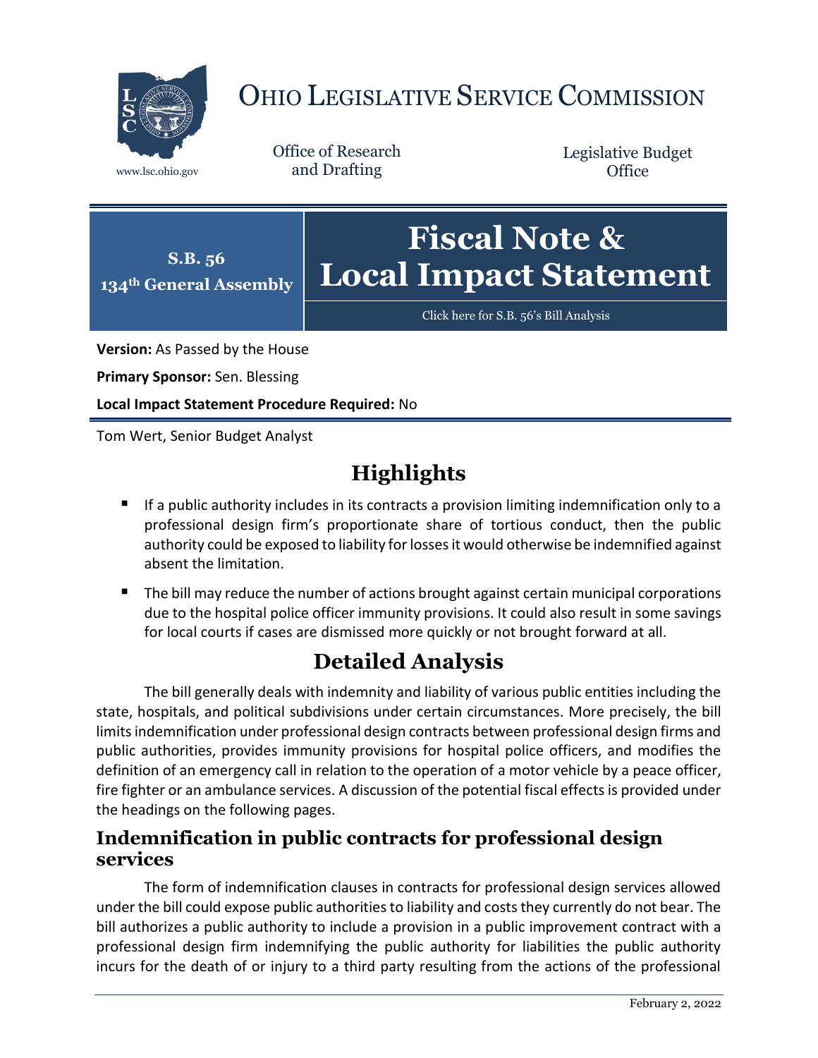# OHIO LEGISLATIVE SERVICE COMMISSION

www.lsc.ohio.gov

Office of Research and Drafting

Legislative Budget Office

**S.B. 56**
**134th General Assembly**

# Fiscal Note & Local Impact Statement

Click here for S.B. 56's Bill Analysis

**Version:** As Passed by the House

**Primary Sponsor:** Sen. Blessing

**Local Impact Statement Procedure Required:** No

Tom Wert, Senior Budget Analyst

## Highlights

- If a public authority includes in its contracts a provision limiting indemnification only to a professional design firm's proportionate share of tortious conduct, then the public authority could be exposed to liability for losses it would otherwise be indemnified against absent the limitation.
- The bill may reduce the number of actions brought against certain municipal corporations due to the hospital police officer immunity provisions. It could also result in some savings for local courts if cases are dismissed more quickly or not brought forward at all.

## Detailed Analysis

The bill generally deals with indemnity and liability of various public entities including the state, hospitals, and political subdivisions under certain circumstances. More precisely, the bill limits indemnification under professional design contracts between professional design firms and public authorities, provides immunity provisions for hospital police officers, and modifies the definition of an emergency call in relation to the operation of a motor vehicle by a peace officer, fire fighter or an ambulance services. A discussion of the potential fiscal effects is provided under the headings on the following pages.

### Indemnification in public contracts for professional design services

The form of indemnification clauses in contracts for professional design services allowed under the bill could expose public authorities to liability and costs they currently do not bear. The bill authorizes a public authority to include a provision in a public improvement contract with a professional design firm indemnifying the public authority for liabilities the public authority incurs for the death of or injury to a third party resulting from the actions of the professional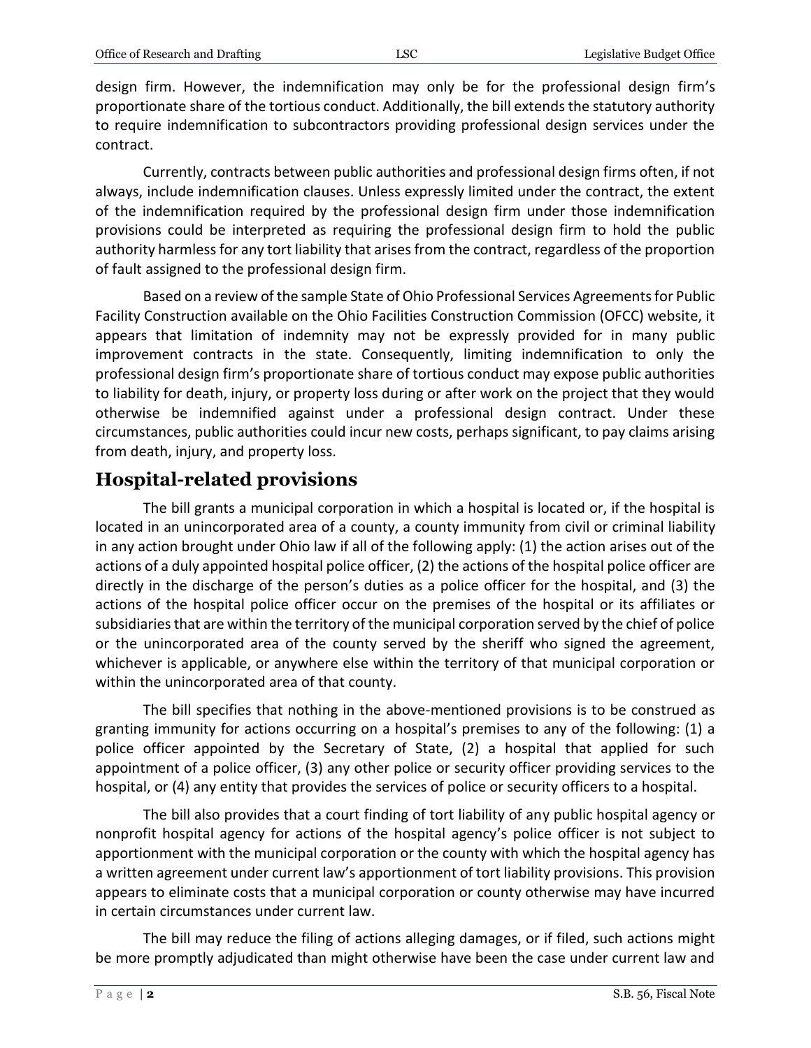design firm. However, the indemnification may only be for the professional design firm's proportionate share of the tortious conduct. Additionally, the bill extends the statutory authority to require indemnification to subcontractors providing professional design services under the contract.

Currently, contracts between public authorities and professional design firms often, if not always, include indemnification clauses. Unless expressly limited under the contract, the extent of the indemnification required by the professional design firm under those indemnification provisions could be interpreted as requiring the professional design firm to hold the public authority harmless for any tort liability that arises from the contract, regardless of the proportion of fault assigned to the professional design firm.

Based on a review of the sample State of Ohio Professional Services Agreements for Public Facility Construction available on the Ohio Facilities Construction Commission (OFCC) website, it appears that limitation of indemnity may not be expressly provided for in many public improvement contracts in the state. Consequently, limiting indemnification to only the professional design firm's proportionate share of tortious conduct may expose public authorities to liability for death, injury, or property loss during or after work on the project that they would otherwise be indemnified against under a professional design contract. Under these circumstances, public authorities could incur new costs, perhaps significant, to pay claims arising from death, injury, and property loss.

## Hospital-related provisions

The bill grants a municipal corporation in which a hospital is located or, if the hospital is located in an unincorporated area of a county, a county immunity from civil or criminal liability in any action brought under Ohio law if all of the following apply: (1) the action arises out of the actions of a duly appointed hospital police officer, (2) the actions of the hospital police officer are directly in the discharge of the person's duties as a police officer for the hospital, and (3) the actions of the hospital police officer occur on the premises of the hospital or its affiliates or subsidiaries that are within the territory of the municipal corporation served by the chief of police or the unincorporated area of the county served by the sheriff who signed the agreement, whichever is applicable, or anywhere else within the territory of that municipal corporation or within the unincorporated area of that county.

The bill specifies that nothing in the above-mentioned provisions is to be construed as granting immunity for actions occurring on a hospital's premises to any of the following: (1) a police officer appointed by the Secretary of State, (2) a hospital that applied for such appointment of a police officer, (3) any other police or security officer providing services to the hospital, or (4) any entity that provides the services of police or security officers to a hospital.

The bill also provides that a court finding of tort liability of any public hospital agency or nonprofit hospital agency for actions of the hospital agency's police officer is not subject to apportionment with the municipal corporation or the county with which the hospital agency has a written agreement under current law's apportionment of tort liability provisions. This provision appears to eliminate costs that a municipal corporation or county otherwise may have incurred in certain circumstances under current law.

The bill may reduce the filing of actions alleging damages, or if filed, such actions might be more promptly adjudicated than might otherwise have been the case under current law and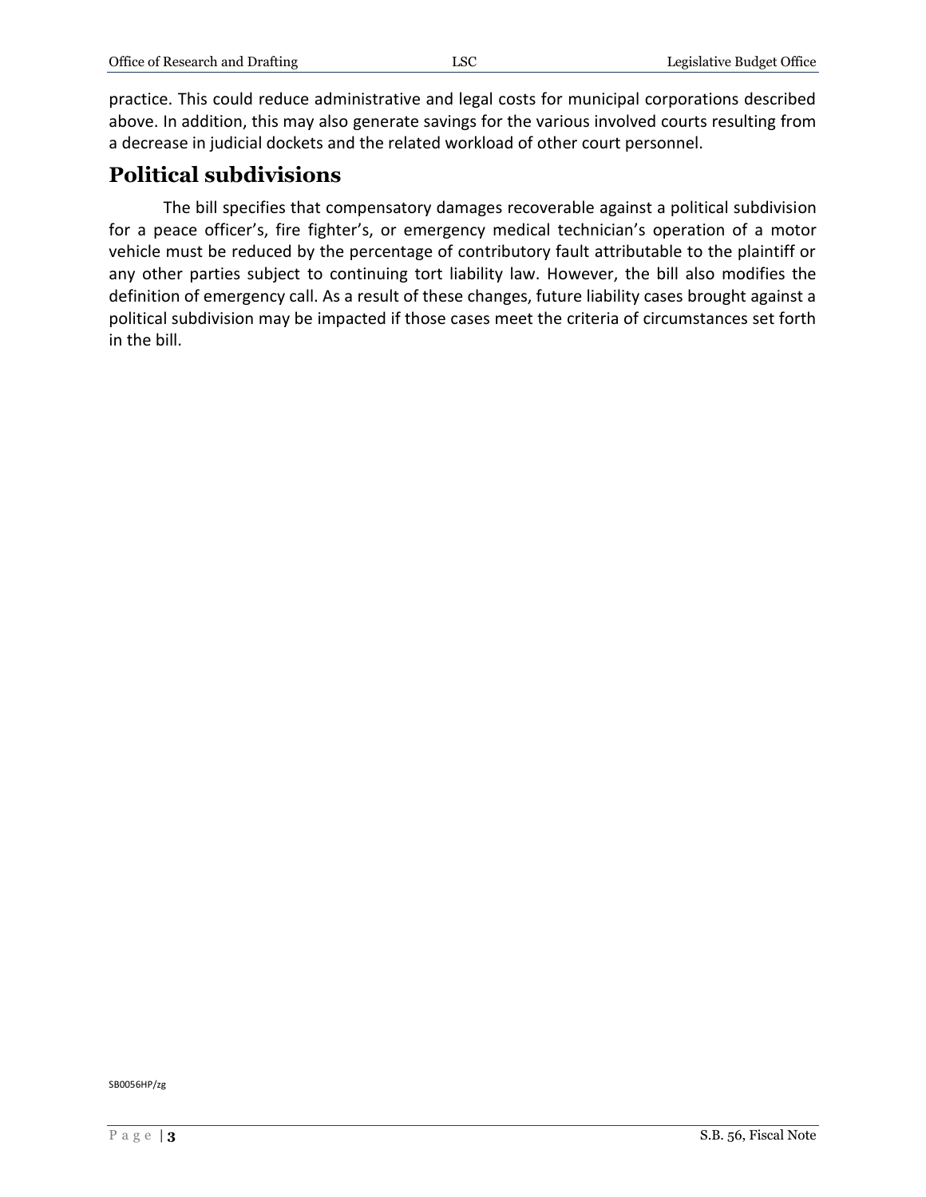practice. This could reduce administrative and legal costs for municipal corporations described above. In addition, this may also generate savings for the various involved courts resulting from a decrease in judicial dockets and the related workload of other court personnel.

## Political subdivisions

The bill specifies that compensatory damages recoverable against a political subdivision for a peace officer's, fire fighter's, or emergency medical technician's operation of a motor vehicle must be reduced by the percentage of contributory fault attributable to the plaintiff or any other parties subject to continuing tort liability law. However, the bill also modifies the definition of emergency call. As a result of these changes, future liability cases brought against a political subdivision may be impacted if those cases meet the criteria of circumstances set forth in the bill.

SB0056HP/zg